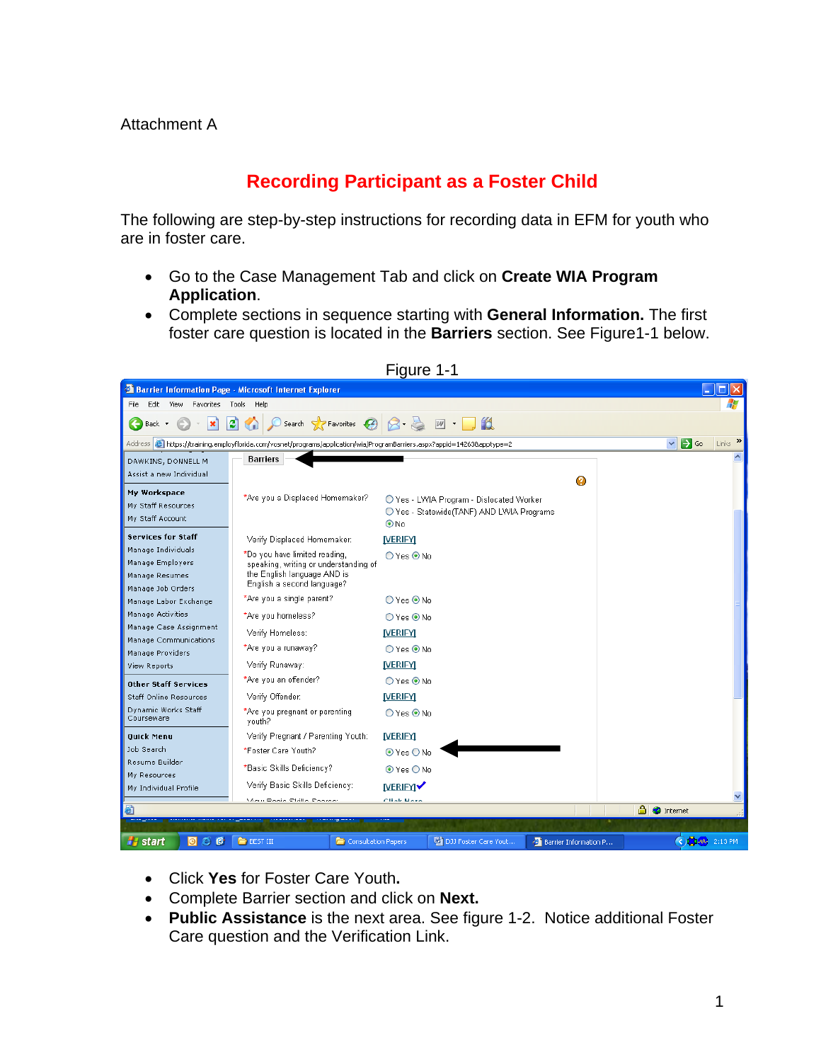Attachment A

# Recording Participant as a Foster Child

The following are step-by-step instructions for recording data in EFM for youth who are in foster care.

- Go to the Case Management Tab and click on **Create WIA Program Application**.
- Complete sections in sequence starting with **General Information.** The first foster care question is located in the **Barriers** section. See Figure1-1 below.

Figure 1-1

- Click **Yes** for Foster Care Youth**.**
- Complete Barrier section and click on **Next.**
- **Public Assistance** is the next area. See figure 1-2. Notice additional Foster Care question and the Verification Link.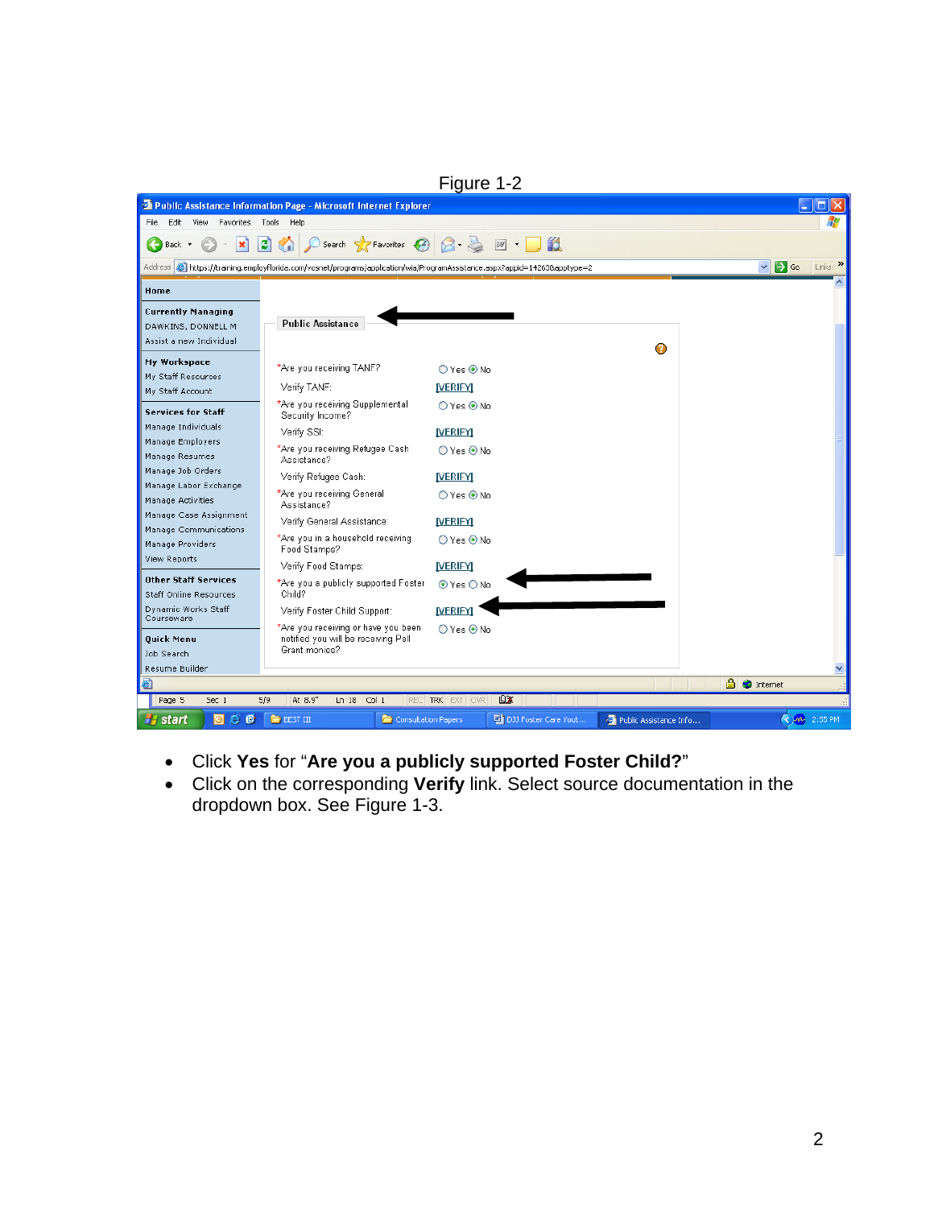Figure 1-2

- Click **Yes** for "**Are you a publicly supported Foster Child?**"
- Click on the corresponding **Verify** link. Select source documentation in the dropdown box. See Figure 1-3.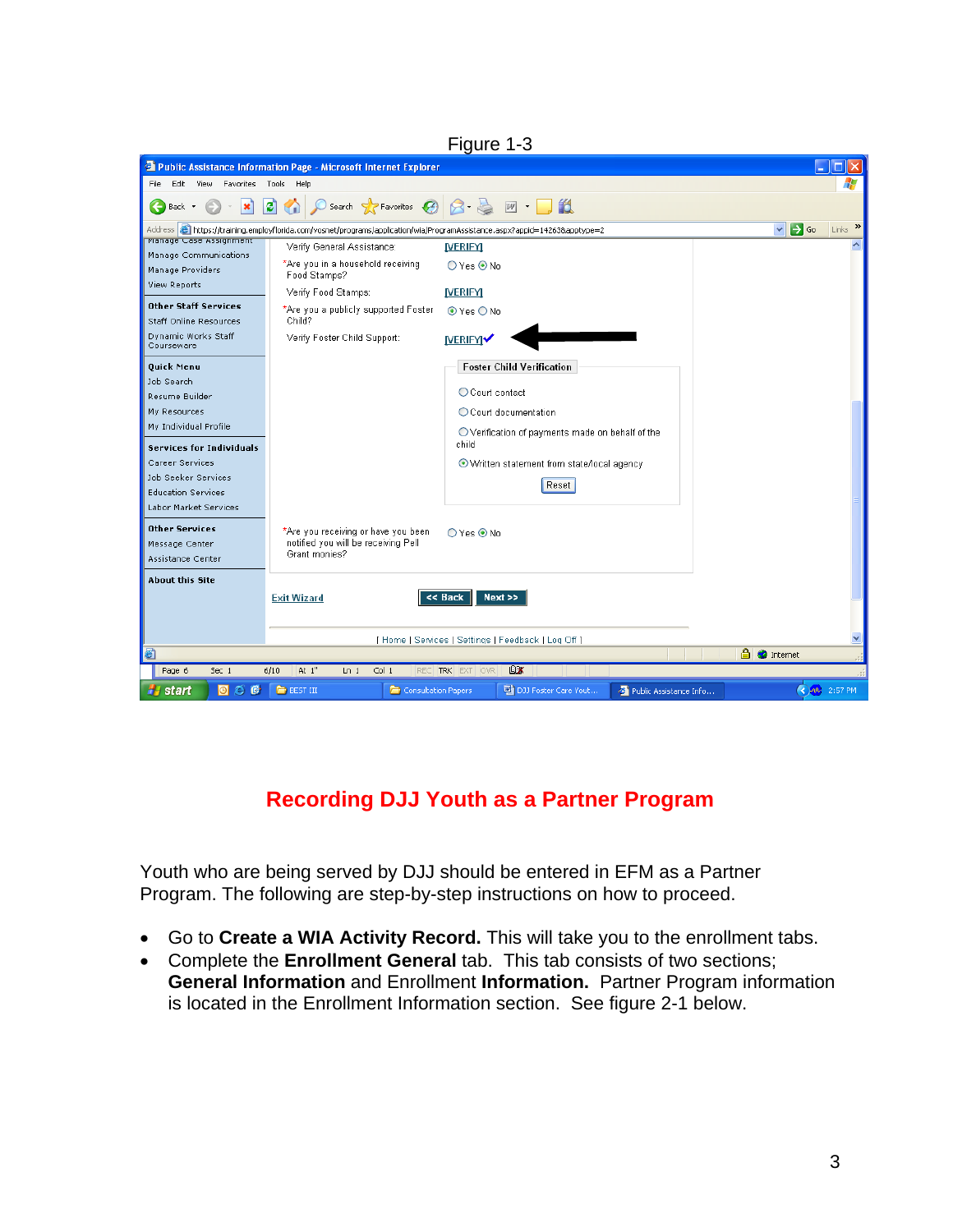Figure 1-3

## Recording DJJ Youth as a Partner Program

Youth who are being served by DJJ should be entered in EFM as a Partner Program. The following are step-by-step instructions on how to proceed.

- Go to **Create a WIA Activity Record.** This will take you to the enrollment tabs.
- Complete the **Enrollment General** tab. This tab consists of two sections; **General Information** and Enrollment **Information.** Partner Program information is located in the Enrollment Information section. See figure 2-1 below.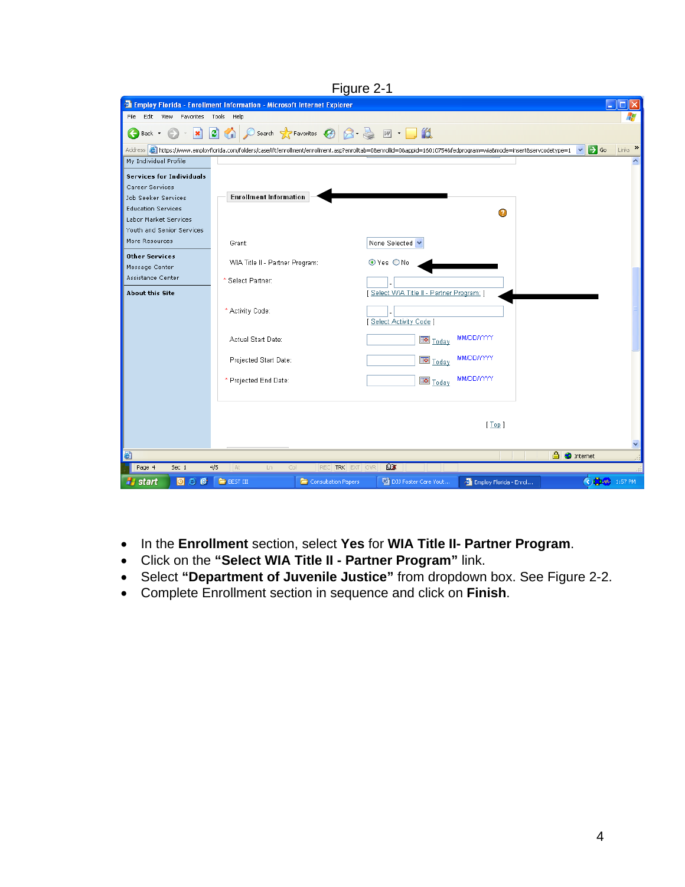Figure 2-1

- In the **Enrollment** section, select **Yes** for **WIA Title II- Partner Program**.
- Click on the **"Select WIA Title II - Partner Program"** link.
- Select **"Department of Juvenile Justice"** from dropdown box. See Figure 2-2.
- Complete Enrollment section in sequence and click on **Finish**.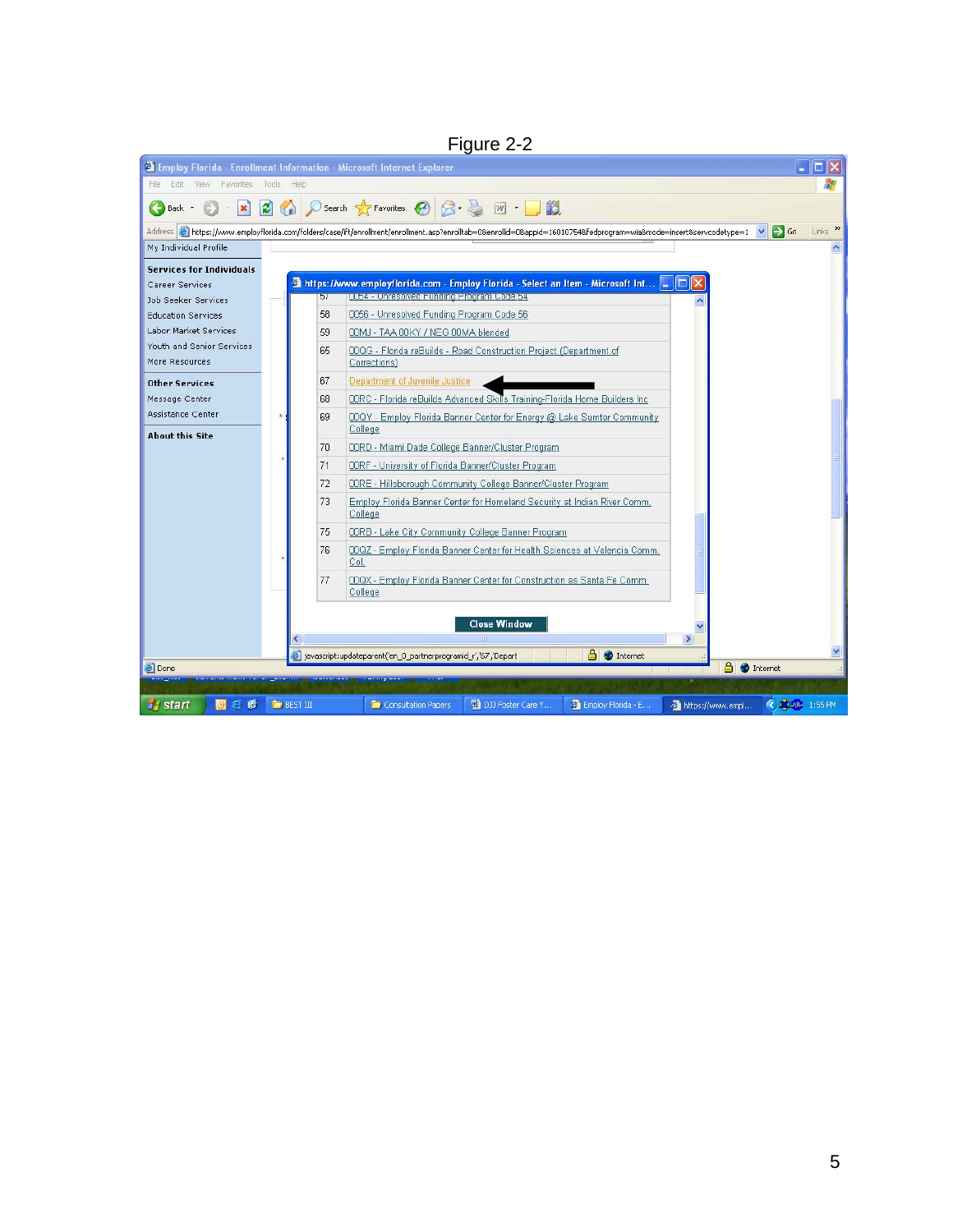Figure 2-2

Employ Florida - Enrollment Information - Microsoft Internet Explorer

https://www.employflorida.com - Employ Florida - Select an Item - Microsoft Int...

| | |
|---|---|
| 57 | 0054 - Unresolved Funding Program Code 54 |
| 58 | 0056 - Unresolved Funding Program Code 56 |
| 59 | 00MJ - TAA 00KY / NEG 00MA blended |
| 65 | 00QG - Florida reBuilds - Road Construction Project (Department of Corrections) |
| 67 | Department of Juvenile Justice |
| 68 | 00RC - Florida reBuilds Advanced Skills Training-Florida Home Builders Inc |
| 69 | 00QY - Employ Florida Banner Center for Energy @ Lake Sumter Community College |
| 70 | 00RD - Miami Dade College Banner/Cluster Program |
| 71 | 00RF - University of Florida Banner/Cluster Program |
| 72 | 00RE - Hillsborough Community College Banner/Cluster Program |
| 73 | Employ Florida Banner Center for Homeland Security at Indian River Comm. College |
| 75 | 00RB - Lake City Community College Banner Program |
| 76 | 00QZ - Employ Florida Banner Center for Health Sciences at Valencia Comm. Col. |
| 77 | 00QX - Employ Florida Banner Center for Construction as Santa Fe Comm. College |

Close Window